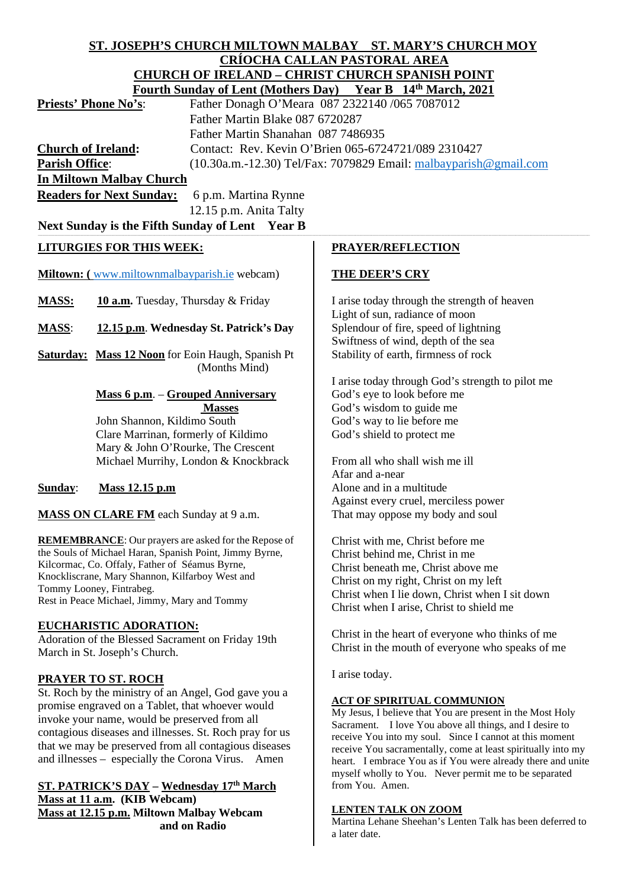**ST. JOSEPH'S CHURCH MILTOWN MALBAY ST. MARY'S CHURCH MOY**
**CRÍOCHA CALLAN PASTORAL AREA**
**CHURCH OF IRELAND – CHRIST CHURCH SPANISH POINT**
**Fourth Sunday of Lent (Mothers Day) Year B 14th March, 2021**

**Priests' Phone No's**: Father Donagh O'Meara 087 2322140 /065 7087012
Father Martin Blake 087 6720287
Father Martin Shanahan 087 7486935

**Church of Ireland**: Contact: Rev. Kevin O'Brien 065-6724721/089 2310427

**Parish Office**: (10.30a.m.-12.30) Tel/Fax: 7079829 Email: malbayparish@gmail.com

**In Miltown Malbay Church**

**Readers for Next Sunday:** 6 p.m. Martina Rynne
12.15 p.m. Anita Talty

**Next Sunday is the Fifth Sunday of Lent Year B**

## LITURGIES FOR THIS WEEK:

**Miltown: (** www.miltownmalbayparish.ie webcam)

**MASS:** **10 a.m.** Tuesday, Thursday & Friday

**MASS**: **12.15 p.m**. **Wednesday St. Patrick's Day**

**Saturday:** **Mass 12 Noon** for Eoin Haugh, Spanish Pt (Months Mind)

**Mass 6 p.m**. – **Grouped Anniversary Masses**
John Shannon, Kildimo South
Clare Marrinan, formerly of Kildimo
Mary & John O'Rourke, The Crescent
Michael Murrihy, London & Knockbrack

**Sunday**: **Mass 12.15 p.m**

**MASS ON CLARE FM** each Sunday at 9 a.m.

**REMEMBRANCE**: Our prayers are asked for the Repose of the Souls of Michael Haran, Spanish Point, Jimmy Byrne, Kilcormac, Co. Offaly, Father of Séamus Byrne, Knockliscrane, Mary Shannon, Kilfarboy West and Tommy Looney, Fintrabeg.
Rest in Peace Michael, Jimmy, Mary and Tommy

## EUCHARISTIC ADORATION:

Adoration of the Blessed Sacrament on Friday 19th March in St. Joseph's Church.

## PRAYER TO ST. ROCH

St. Roch by the ministry of an Angel, God gave you a promise engraved on a Tablet, that whoever would invoke your name, would be preserved from all contagious diseases and illnesses. St. Roch pray for us that we may be preserved from all contagious diseases and illnesses – especially the Corona Virus. Amen

## ST. PATRICK'S DAY – Wednesday 17th March

**Mass at 11 a.m. (KIB Webcam)**
**Mass at 12.15 p.m. Miltown Malbay Webcam and on Radio**

## PRAYER/REFLECTION

## THE DEER'S CRY

I arise today through the strength of heaven
Light of sun, radiance of moon
Splendour of fire, speed of lightning
Swiftness of wind, depth of the sea
Stability of earth, firmness of rock

I arise today through God's strength to pilot me
God's eye to look before me
God's wisdom to guide me
God's way to lie before me
God's shield to protect me

From all who shall wish me ill
Afar and a-near
Alone and in a multitude
Against every cruel, merciless power
That may oppose my body and soul

Christ with me, Christ before me
Christ behind me, Christ in me
Christ beneath me, Christ above me
Christ on my right, Christ on my left
Christ when I lie down, Christ when I sit down
Christ when I arise, Christ to shield me

Christ in the heart of everyone who thinks of me
Christ in the mouth of everyone who speaks of me

I arise today.

## ACT OF SPIRITUAL COMMUNION

My Jesus, I believe that You are present in the Most Holy Sacrament. I love You above all things, and I desire to receive You into my soul. Since I cannot at this moment receive You sacramentally, come at least spiritually into my heart. I embrace You as if You were already there and unite myself wholly to You. Never permit me to be separated from You. Amen.

## LENTEN TALK ON ZOOM

Martina Lehane Sheehan's Lenten Talk has been deferred to a later date.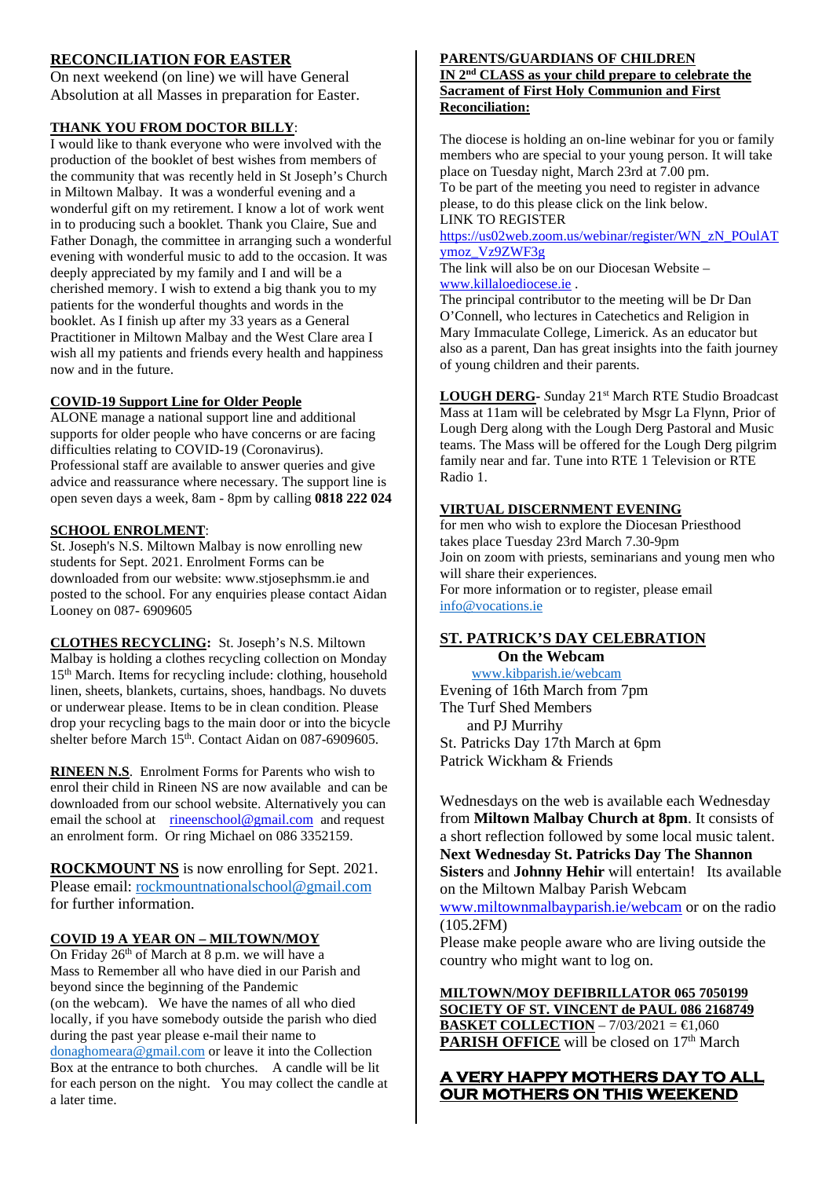**RECONCILIATION FOR EASTER**

On next weekend (on line) we will have General Absolution at all Masses in preparation for Easter.

**THANK YOU FROM DOCTOR BILLY**:

I would like to thank everyone who were involved with the production of the booklet of best wishes from members of the community that was recently held in St Joseph's Church in Miltown Malbay. It was a wonderful evening and a wonderful gift on my retirement. I know a lot of work went in to producing such a booklet. Thank you Claire, Sue and Father Donagh, the committee in arranging such a wonderful evening with wonderful music to add to the occasion. It was deeply appreciated by my family and I and will be a cherished memory. I wish to extend a big thank you to my patients for the wonderful thoughts and words in the booklet. As I finish up after my 33 years as a General Practitioner in Miltown Malbay and the West Clare area I wish all my patients and friends every health and happiness now and in the future.

**COVID-19 Support Line for Older People**

ALONE manage a national support line and additional supports for older people who have concerns or are facing difficulties relating to COVID-19 (Coronavirus). Professional staff are available to answer queries and give advice and reassurance where necessary. The support line is open seven days a week, 8am - 8pm by calling **0818 222 024**

**SCHOOL ENROLMENT**:

St. Joseph's N.S. Miltown Malbay is now enrolling new students for Sept. 2021. Enrolment Forms can be downloaded from our website: www.stjosephsmm.ie and posted to the school. For any enquiries please contact Aidan Looney on 087- 6909605

**CLOTHES RECYCLING:** St. Joseph's N.S. Miltown Malbay is holding a clothes recycling collection on Monday 15th March. Items for recycling include: clothing, household linen, sheets, blankets, curtains, shoes, handbags. No duvets or underwear please. Items to be in clean condition. Please drop your recycling bags to the main door or into the bicycle shelter before March 15th. Contact Aidan on 087-6909605.

**RINEEN N.S**. Enrolment Forms for Parents who wish to enrol their child in Rineen NS are now available and can be downloaded from our school website. Alternatively you can email the school at rineenschool@gmail.com and request an enrolment form. Or ring Michael on 086 3352159.

**ROCKMOUNT NS** is now enrolling for Sept. 2021. Please email: rockmountnationalschool@gmail.com for further information.

**COVID 19 A YEAR ON – MILTOWN/MOY**

On Friday 26th of March at 8 p.m. we will have a Mass to Remember all who have died in our Parish and beyond since the beginning of the Pandemic (on the webcam). We have the names of all who died locally, if you have somebody outside the parish who died during the past year please e-mail their name to donaghomeara@gmail.com or leave it into the Collection Box at the entrance to both churches. A candle will be lit for each person on the night. You may collect the candle at a later time.

**PARENTS/GUARDIANS OF CHILDREN IN 2nd CLASS as your child prepare to celebrate the Sacrament of First Holy Communion and First Reconciliation:**

The diocese is holding an on-line webinar for you or family members who are special to your young person. It will take place on Tuesday night, March 23rd at 7.00 pm.
To be part of the meeting you need to register in advance please, to do this please click on the link below.
LINK TO REGISTER
https://us02web.zoom.us/webinar/register/WN_zN_POulATymoz_Vz9ZWF3g
The link will also be on our Diocesan Website – www.killaloediocese.ie .
The principal contributor to the meeting will be Dr Dan O'Connell, who lectures in Catechetics and Religion in Mary Immaculate College, Limerick. As an educator but also as a parent, Dan has great insights into the faith journey of young children and their parents.

**LOUGH DERG**- *S*unday 21st March RTE Studio Broadcast Mass at 11am will be celebrated by Msgr La Flynn, Prior of Lough Derg along with the Lough Derg Pastoral and Music teams. The Mass will be offered for the Lough Derg pilgrim family near and far. Tune into RTE 1 Television or RTE Radio 1.

**VIRTUAL DISCERNMENT EVENING**

for men who wish to explore the Diocesan Priesthood takes place Tuesday 23rd March 7.30-9pm
Join on zoom with priests, seminarians and young men who will share their experiences.
For more information or to register, please email info@vocations.ie

**ST. PATRICK'S DAY CELEBRATION**

**On the Webcam**

www.kibparish.ie/webcam

Evening of 16th March from 7pm
The Turf Shed Members
and PJ Murrihy
St. Patricks Day 17th March at 6pm
Patrick Wickham & Friends

Wednesdays on the web is available each Wednesday from **Miltown Malbay Church at 8pm**. It consists of a short reflection followed by some local music talent. **Next Wednesday St. Patricks Day The Shannon Sisters** and **Johnny Hehir** will entertain! Its available on the Miltown Malbay Parish Webcam www.miltownmalbayparish.ie/webcam or on the radio (105.2FM)
Please make people aware who are living outside the country who might want to log on.

**MILTOWN/MOY DEFIBRILLATOR 065 7050199**
**SOCIETY OF ST. VINCENT de PAUL 086 2168749**
**BASKET COLLECTION** – 7/03/2021 = €1,060
**PARISH OFFICE** will be closed on 17th March

**A VERY HAPPY MOTHERS DAY TO ALL OUR MOTHERS ON THIS WEEKEND**